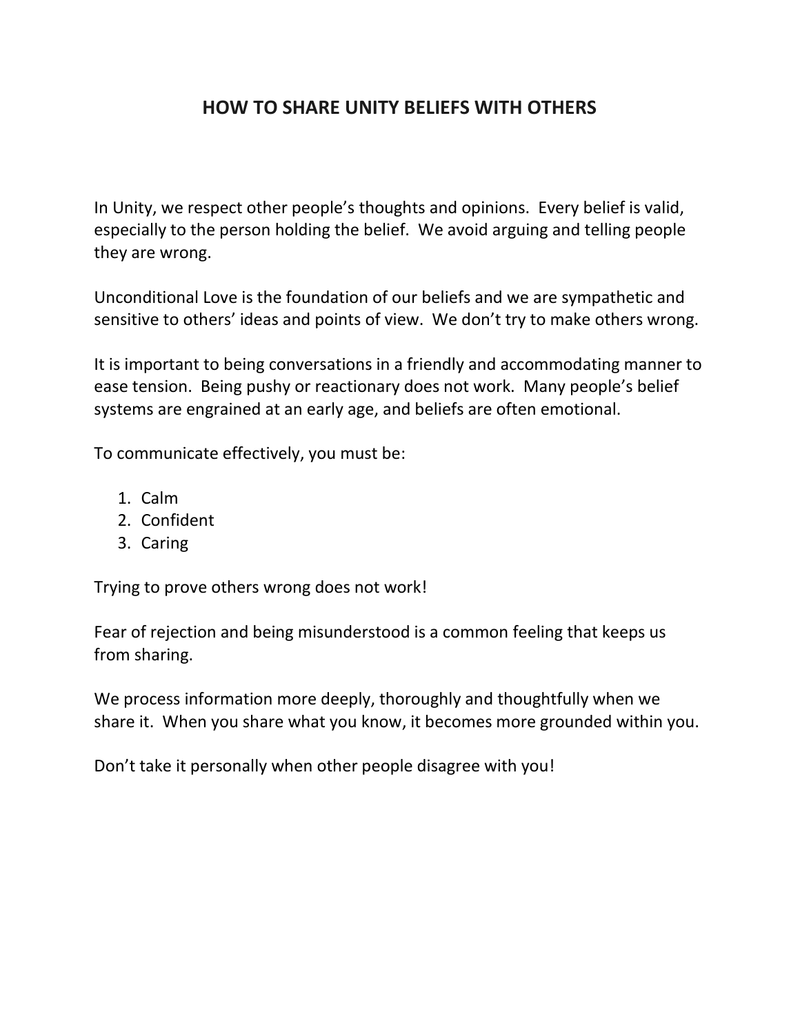# HOW TO SHARE UNITY BELIEFS WITH OTHERS

In Unity, we respect other people's thoughts and opinions. Every belief is valid, especially to the person holding the belief. We avoid arguing and telling people they are wrong.

Unconditional Love is the foundation of our beliefs and we are sympathetic and sensitive to others' ideas and points of view. We don't try to make others wrong.

It is important to being conversations in a friendly and accommodating manner to ease tension. Being pushy or reactionary does not work. Many people's belief systems are engrained at an early age, and beliefs are often emotional.

To communicate effectively, you must be:

1. Calm
2. Confident
3. Caring

Trying to prove others wrong does not work!

Fear of rejection and being misunderstood is a common feeling that keeps us from sharing.

We process information more deeply, thoroughly and thoughtfully when we share it. When you share what you know, it becomes more grounded within you.

Don't take it personally when other people disagree with you!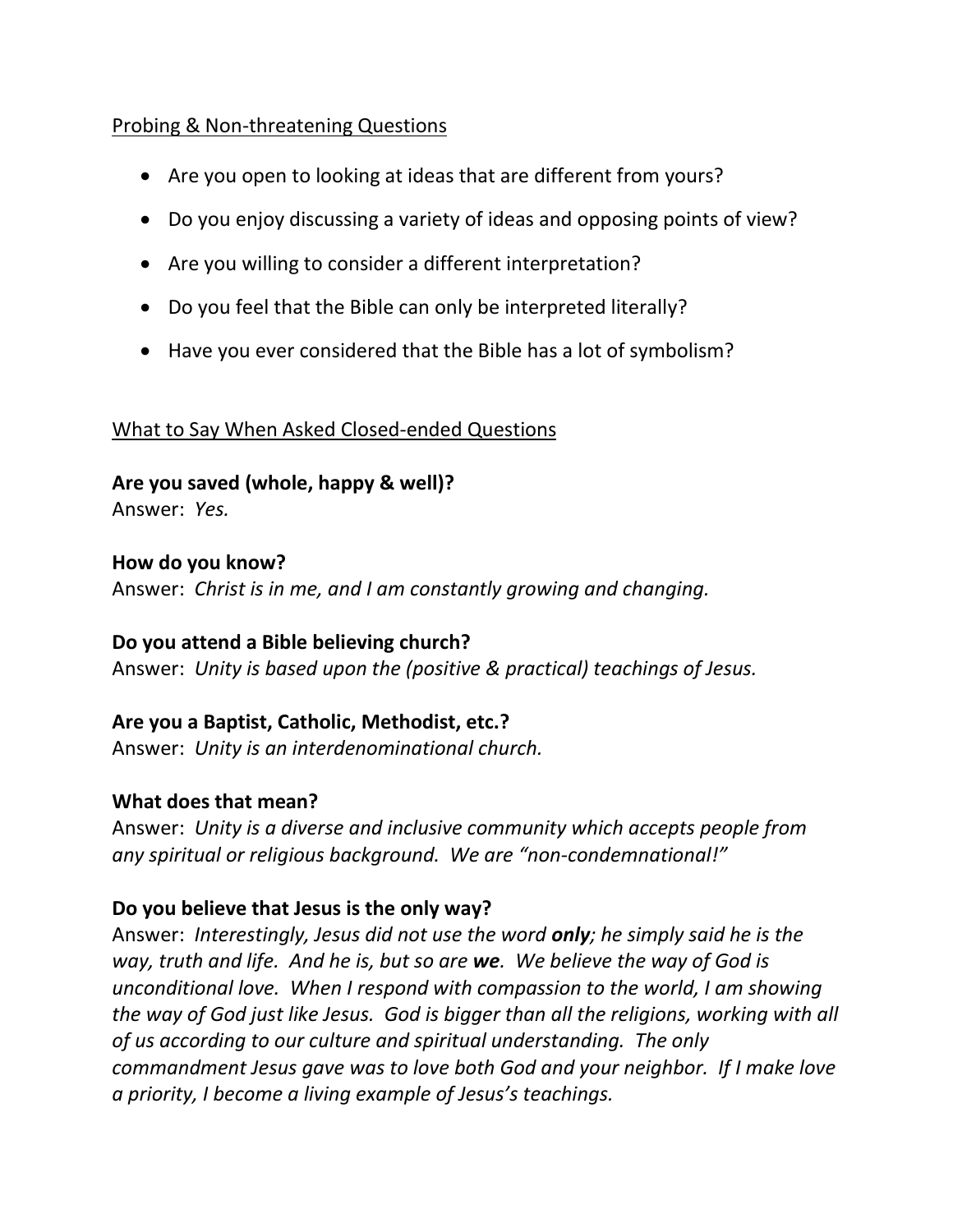<u>Probing & Non-threatening Questions</u>

- Are you open to looking at ideas that are different from yours?
- Do you enjoy discussing a variety of ideas and opposing points of view?
- Are you willing to consider a different interpretation?
- Do you feel that the Bible can only be interpreted literally?
- Have you ever considered that the Bible has a lot of symbolism?

<u>What to Say When Asked Closed-ended Questions</u>

**Are you saved (whole, happy & well)?**
Answer: *Yes.*

**How do you know?**
Answer: *Christ is in me, and I am constantly growing and changing.*

**Do you attend a Bible believing church?**
Answer: *Unity is based upon the (positive & practical) teachings of Jesus.*

**Are you a Baptist, Catholic, Methodist, etc.?**
Answer: *Unity is an interdenominational church.*

**What does that mean?**
Answer: *Unity is a diverse and inclusive community which accepts people from any spiritual or religious background. We are "non-condemnational!"*

**Do you believe that Jesus is the only way?**
Answer: *Interestingly, Jesus did not use the word **only**; he simply said he is the way, truth and life. And he is, but so are **we**. We believe the way of God is unconditional love. When I respond with compassion to the world, I am showing the way of God just like Jesus. God is bigger than all the religions, working with all of us according to our culture and spiritual understanding. The only commandment Jesus gave was to love both God and your neighbor. If I make love a priority, I become a living example of Jesus's teachings.*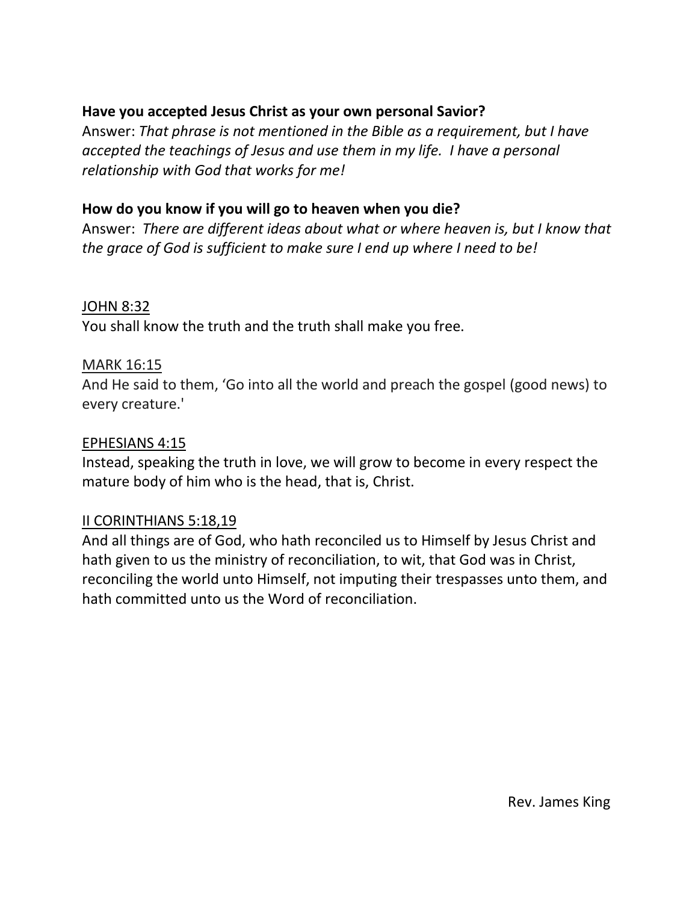**Have you accepted Jesus Christ as your own personal Savior?**

Answer: *That phrase is not mentioned in the Bible as a requirement, but I have accepted the teachings of Jesus and use them in my life. I have a personal relationship with God that works for me!*

**How do you know if you will go to heaven when you die?**

Answer: *There are different ideas about what or where heaven is, but I know that the grace of God is sufficient to make sure I end up where I need to be!*

<u>JOHN 8:32</u>

You shall know the truth and the truth shall make you free.

<u>MARK 16:15</u>

And He said to them, 'Go into all the world and preach the gospel (good news) to every creature.'

<u>EPHESIANS 4:15</u>

Instead, speaking the truth in love, we will grow to become in every respect the mature body of him who is the head, that is, Christ.

<u>II CORINTHIANS 5:18,19</u>

And all things are of God, who hath reconciled us to Himself by Jesus Christ and hath given to us the ministry of reconciliation, to wit, that God was in Christ, reconciling the world unto Himself, not imputing their trespasses unto them, and hath committed unto us the Word of reconciliation.

Rev. James King